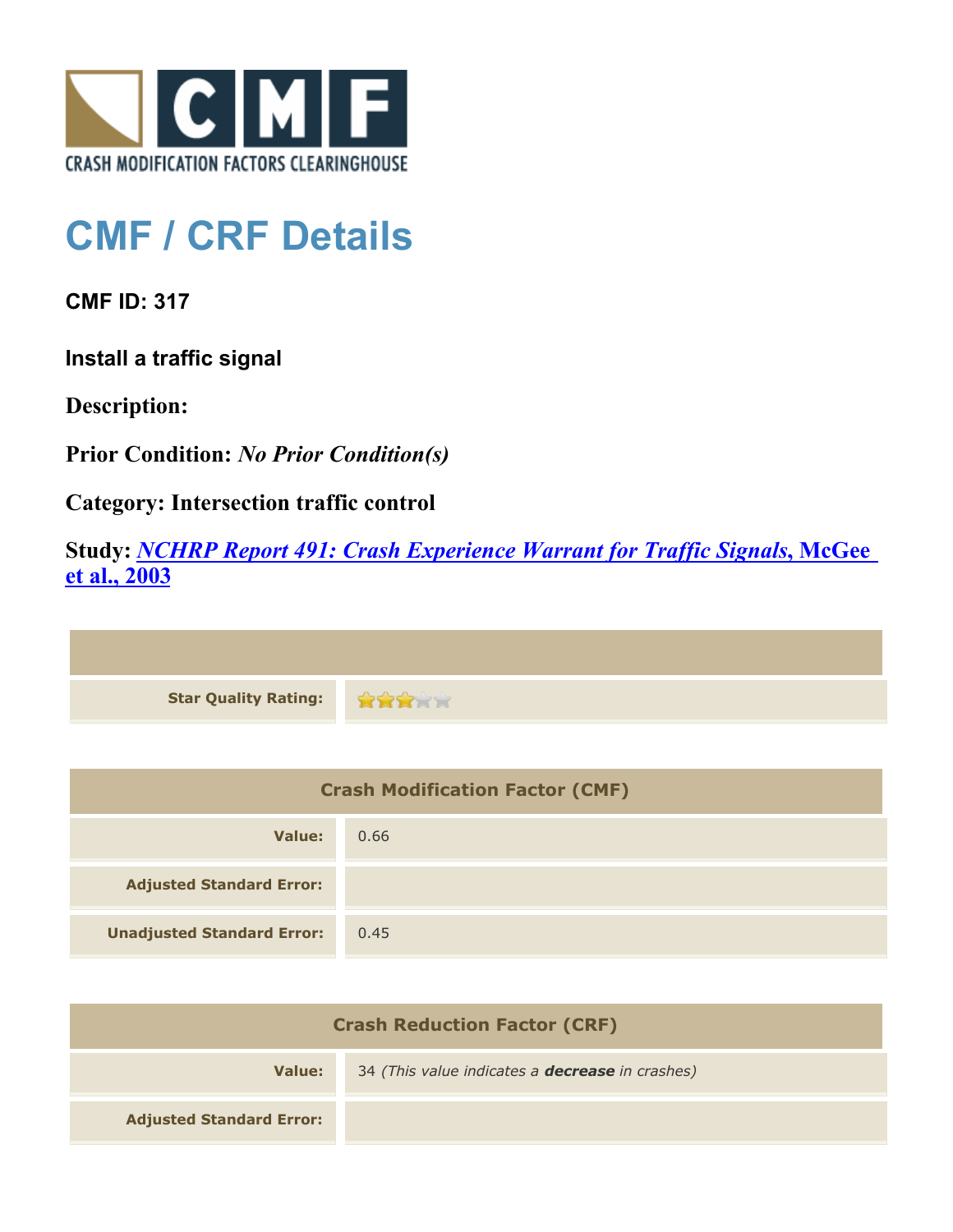CRASH MODIFICATION FACTORS CLEARINGHOUSE

# CMF / CRF Details

**CMF ID: 317**

**Install a traffic signal**

**Description:**

**Prior Condition:** ***No Prior Condition(s)***

**Category: Intersection traffic control**

**Study:** ***NCHRP Report 491: Crash Experience Warrant for Traffic Signals*, McGee et al., 2003**

| | |
|---|---|
| **Star Quality Rating:** | 3 of 5 stars |

| Crash Modification Factor (CMF) | |
|---|---|
| **Value:** | 0.66 |
| **Adjusted Standard Error:** | |
| **Unadjusted Standard Error:** | 0.45 |

| Crash Reduction Factor (CRF) | |
|---|---|
| **Value:** | 34 *(This value indicates a **decrease** in crashes)* |
| **Adjusted Standard Error:** | |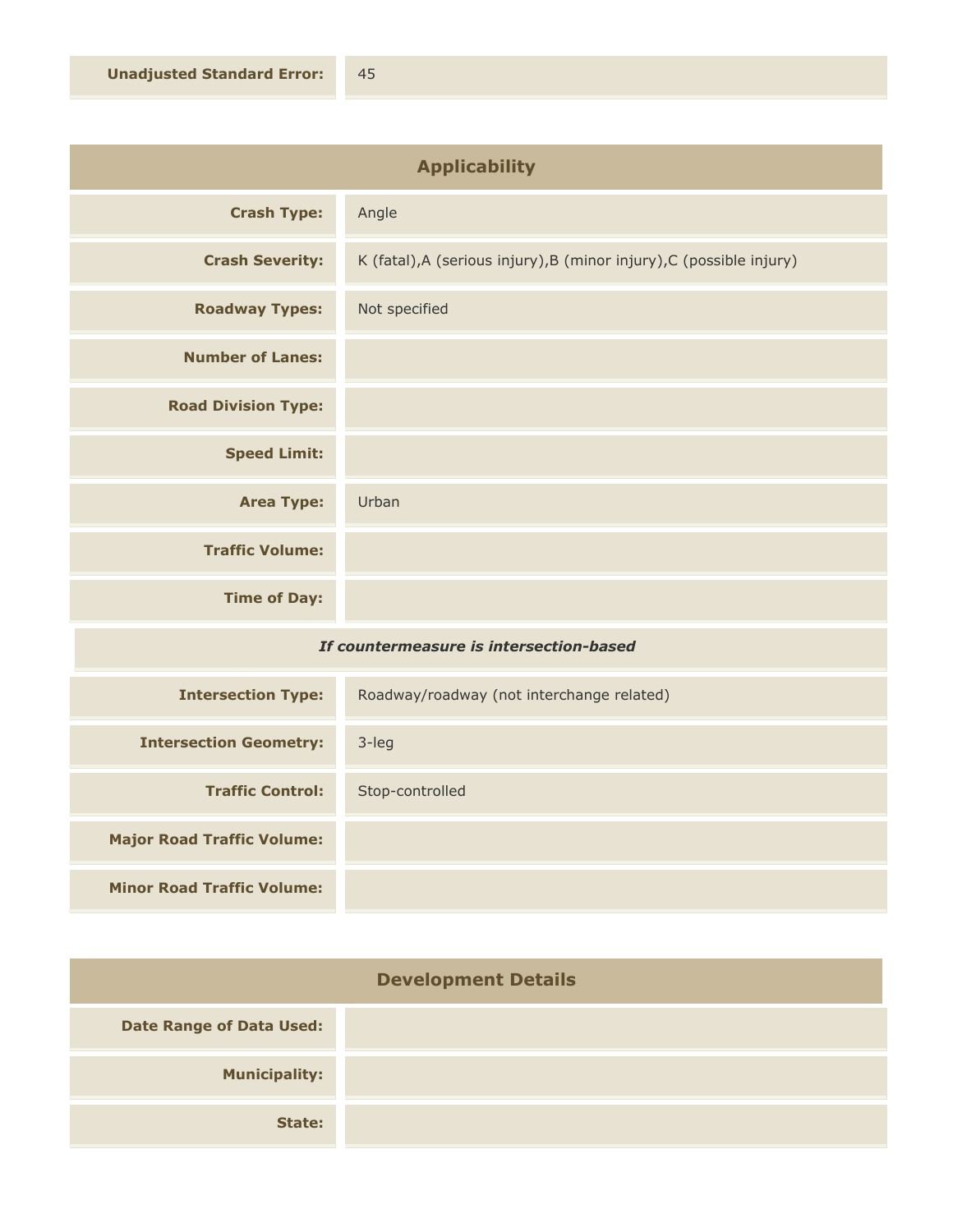| | |
|---|---|
| **Unadjusted Standard Error:** | 45 |

## Applicability

| | |
|---|---|
| **Crash Type:** | Angle |
| **Crash Severity:** | K (fatal),A (serious injury),B (minor injury),C (possible injury) |
| **Roadway Types:** | Not specified |
| **Number of Lanes:** | |
| **Road Division Type:** | |
| **Speed Limit:** | |
| **Area Type:** | Urban |
| **Traffic Volume:** | |
| **Time of Day:** | |
| ***If countermeasure is intersection-based*** | |
| **Intersection Type:** | Roadway/roadway (not interchange related) |
| **Intersection Geometry:** | 3-leg |
| **Traffic Control:** | Stop-controlled |
| **Major Road Traffic Volume:** | |
| **Minor Road Traffic Volume:** | |

## Development Details

| | |
|---|---|
| **Date Range of Data Used:** | |
| **Municipality:** | |
| **State:** | |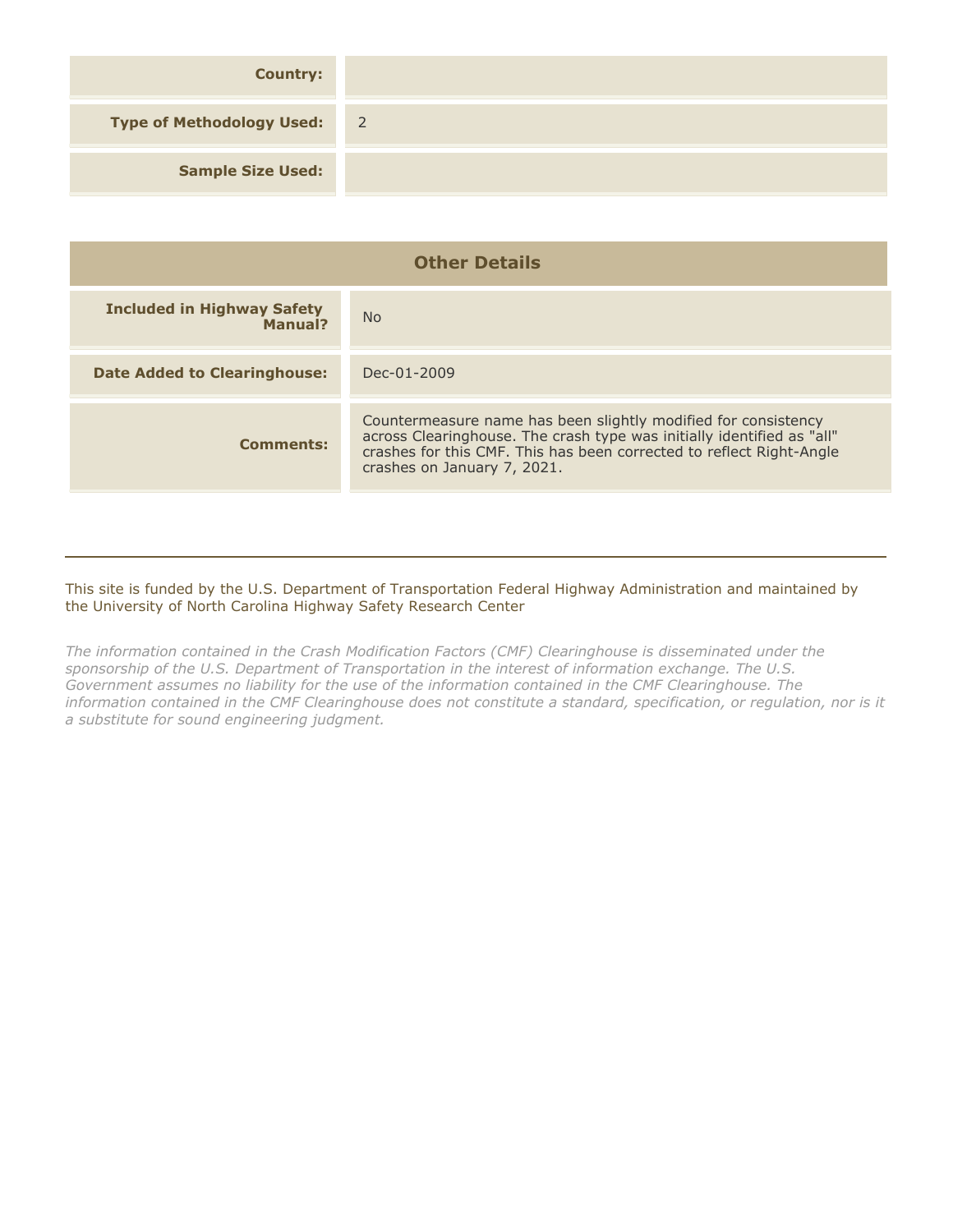| | |
|---|---|
| **Country:** | |
| **Type of Methodology Used:** | 2 |
| **Sample Size Used:** | |

## Other Details

| | |
|---|---|
| **Included in Highway Safety Manual?** | No |
| **Date Added to Clearinghouse:** | Dec-01-2009 |
| **Comments:** | Countermeasure name has been slightly modified for consistency across Clearinghouse. The crash type was initially identified as "all" crashes for this CMF. This has been corrected to reflect Right-Angle crashes on January 7, 2021. |

---

This site is funded by the U.S. Department of Transportation Federal Highway Administration and maintained by the University of North Carolina Highway Safety Research Center

*The information contained in the Crash Modification Factors (CMF) Clearinghouse is disseminated under the sponsorship of the U.S. Department of Transportation in the interest of information exchange. The U.S. Government assumes no liability for the use of the information contained in the CMF Clearinghouse. The information contained in the CMF Clearinghouse does not constitute a standard, specification, or regulation, nor is it a substitute for sound engineering judgment.*